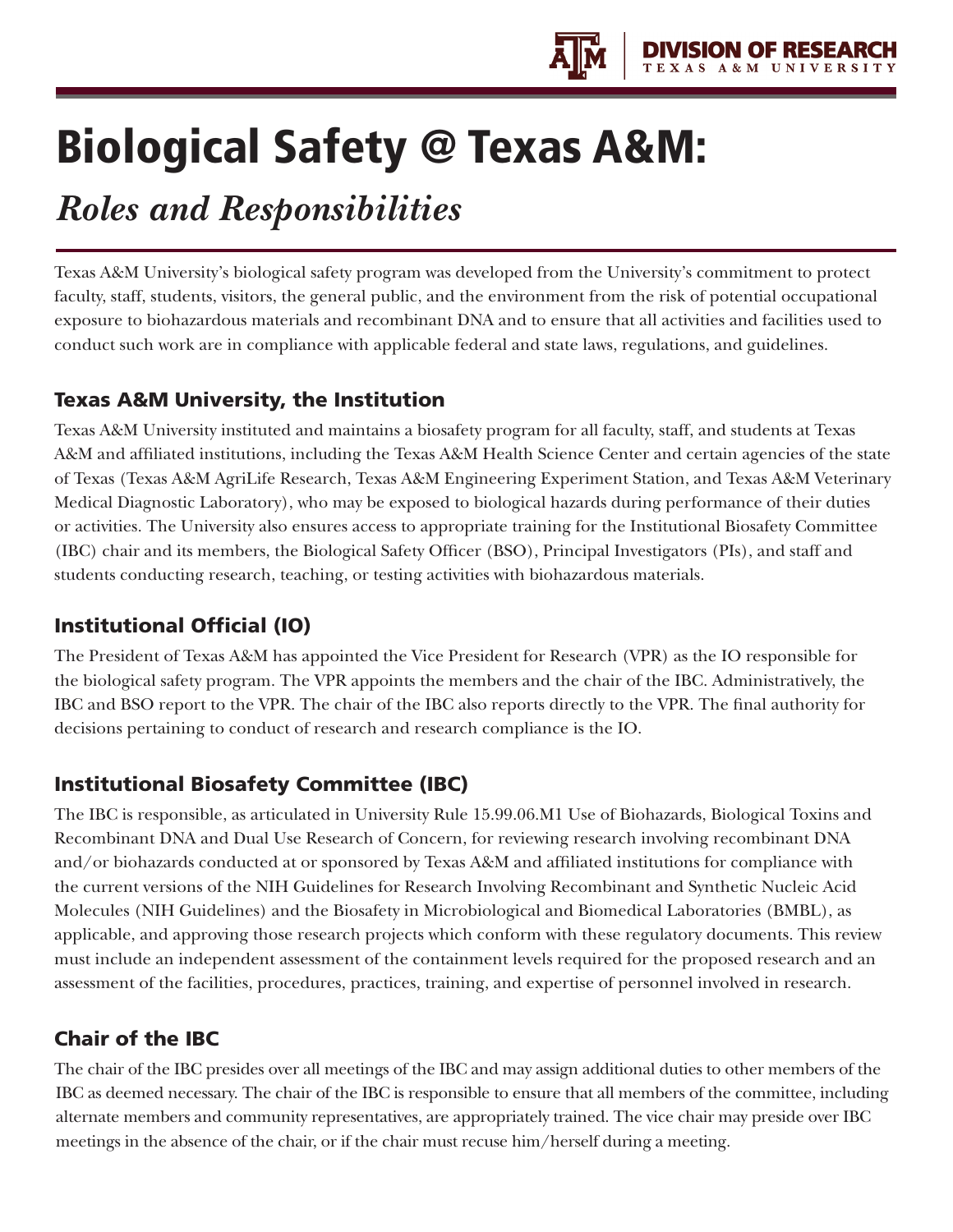# Biological Safety @ Texas A&M:

## *Roles and Responsibilities*

Texas A&M University's biological safety program was developed from the University's commitment to protect faculty, staff, students, visitors, the general public, and the environment from the risk of potential occupational exposure to biohazardous materials and recombinant DNA and to ensure that all activities and facilities used to conduct such work are in compliance with applicable federal and state laws, regulations, and guidelines.

### Texas A&M University, the Institution

Texas A&M University instituted and maintains a biosafety program for all faculty, staff, and students at Texas A&M and affiliated institutions, including the Texas A&M Health Science Center and certain agencies of the state of Texas (Texas A&M AgriLife Research, Texas A&M Engineering Experiment Station, and Texas A&M Veterinary Medical Diagnostic Laboratory), who may be exposed to biological hazards during performance of their duties or activities. The University also ensures access to appropriate training for the Institutional Biosafety Committee (IBC) chair and its members, the Biological Safety Officer (BSO), Principal Investigators (PIs), and staff and students conducting research, teaching, or testing activities with biohazardous materials.

### Institutional Official (IO)

The President of Texas A&M has appointed the Vice President for Research (VPR) as the IO responsible for the biological safety program. The VPR appoints the members and the chair of the IBC. Administratively, the IBC and BSO report to the VPR. The chair of the IBC also reports directly to the VPR. The final authority for decisions pertaining to conduct of research and research compliance is the IO.

### Institutional Biosafety Committee (IBC)

The IBC is responsible, as articulated in University Rule 15.99.06.M1 Use of Biohazards, Biological Toxins and Recombinant DNA and Dual Use Research of Concern, for reviewing research involving recombinant DNA and/or biohazards conducted at or sponsored by Texas A&M and affiliated institutions for compliance with the current versions of the NIH Guidelines for Research Involving Recombinant and Synthetic Nucleic Acid Molecules (NIH Guidelines) and the Biosafety in Microbiological and Biomedical Laboratories (BMBL), as applicable, and approving those research projects which conform with these regulatory documents. This review must include an independent assessment of the containment levels required for the proposed research and an assessment of the facilities, procedures, practices, training, and expertise of personnel involved in research.

### Chair of the IBC

The chair of the IBC presides over all meetings of the IBC and may assign additional duties to other members of the IBC as deemed necessary. The chair of the IBC is responsible to ensure that all members of the committee, including alternate members and community representatives, are appropriately trained. The vice chair may preside over IBC meetings in the absence of the chair, or if the chair must recuse him/herself during a meeting.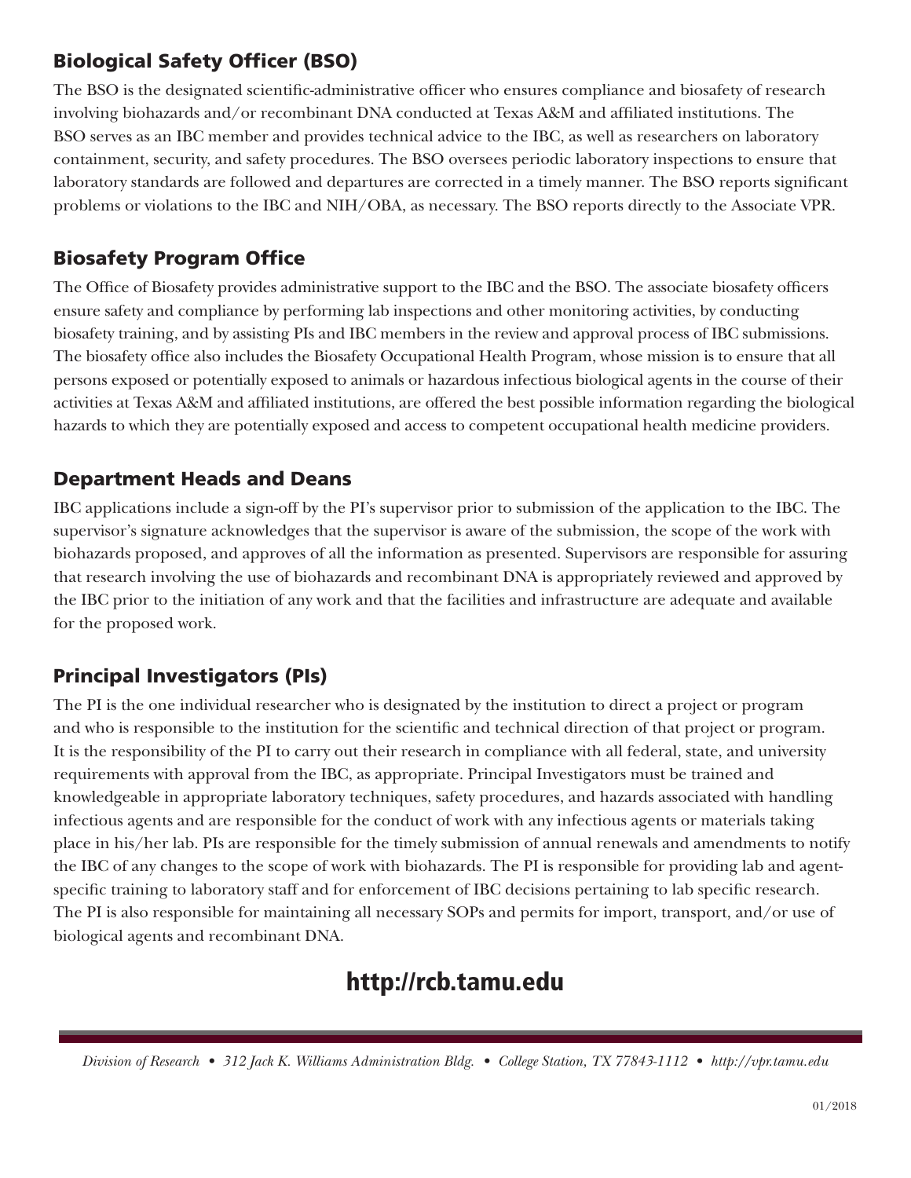## Biological Safety Officer (BSO)

The BSO is the designated scientific-administrative officer who ensures compliance and biosafety of research involving biohazards and/or recombinant DNA conducted at Texas A&M and affiliated institutions. The BSO serves as an IBC member and provides technical advice to the IBC, as well as researchers on laboratory containment, security, and safety procedures. The BSO oversees periodic laboratory inspections to ensure that laboratory standards are followed and departures are corrected in a timely manner. The BSO reports significant problems or violations to the IBC and NIH/OBA, as necessary. The BSO reports directly to the Associate VPR.

## Biosafety Program Office

The Office of Biosafety provides administrative support to the IBC and the BSO. The associate biosafety officers ensure safety and compliance by performing lab inspections and other monitoring activities, by conducting biosafety training, and by assisting PIs and IBC members in the review and approval process of IBC submissions. The biosafety office also includes the Biosafety Occupational Health Program, whose mission is to ensure that all persons exposed or potentially exposed to animals or hazardous infectious biological agents in the course of their activities at Texas A&M and affiliated institutions, are offered the best possible information regarding the biological hazards to which they are potentially exposed and access to competent occupational health medicine providers.

## Department Heads and Deans

IBC applications include a sign-off by the PI's supervisor prior to submission of the application to the IBC. The supervisor's signature acknowledges that the supervisor is aware of the submission, the scope of the work with biohazards proposed, and approves of all the information as presented. Supervisors are responsible for assuring that research involving the use of biohazards and recombinant DNA is appropriately reviewed and approved by the IBC prior to the initiation of any work and that the facilities and infrastructure are adequate and available for the proposed work.

## Principal Investigators (PIs)

The PI is the one individual researcher who is designated by the institution to direct a project or program and who is responsible to the institution for the scientific and technical direction of that project or program. It is the responsibility of the PI to carry out their research in compliance with all federal, state, and university requirements with approval from the IBC, as appropriate. Principal Investigators must be trained and knowledgeable in appropriate laboratory techniques, safety procedures, and hazards associated with handling infectious agents and are responsible for the conduct of work with any infectious agents or materials taking place in his/her lab. PIs are responsible for the timely submission of annual renewals and amendments to notify the IBC of any changes to the scope of work with biohazards. The PI is responsible for providing lab and agent-specific training to laboratory staff and for enforcement of IBC decisions pertaining to lab specific research. The PI is also responsible for maintaining all necessary SOPs and permits for import, transport, and/or use of biological agents and recombinant DNA.

**http://rcb.tamu.edu**

*Division of Research • 312 Jack K. Williams Administration Bldg. • College Station, TX 77843-1112 • http://vpr.tamu.edu*

01/2018